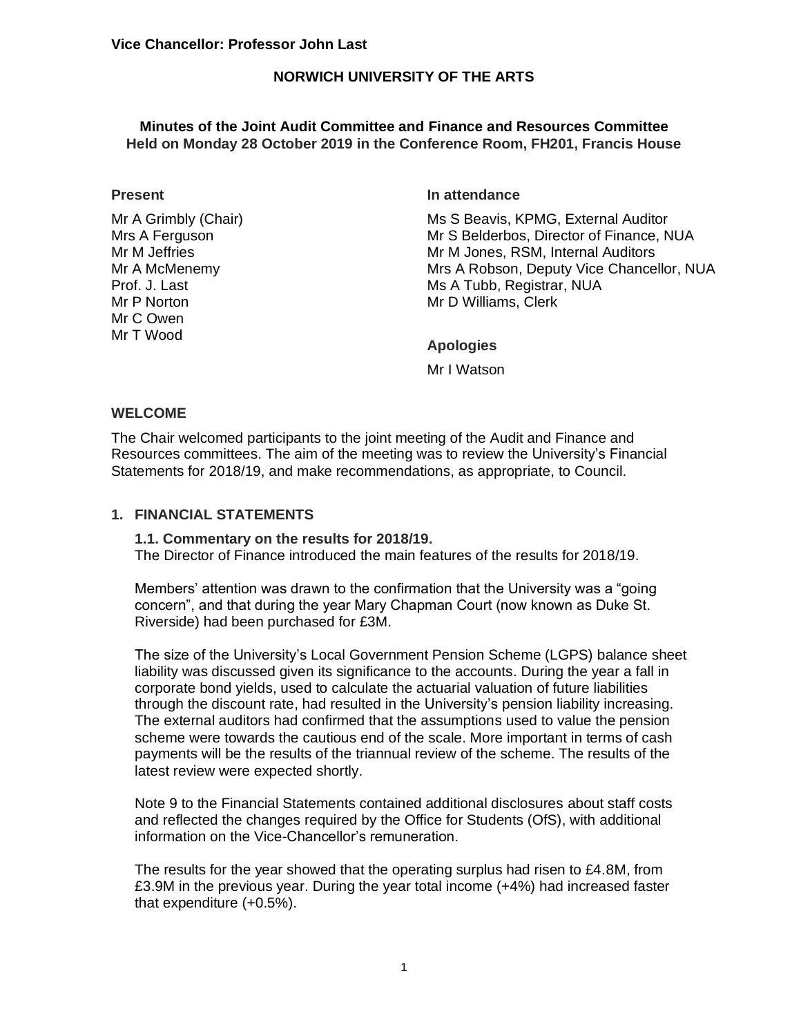**Vice Chancellor: Professor John Last**

# NORWICH UNIVERSITY OF THE ARTS

## Minutes of the Joint Audit Committee and Finance and Resources Committee
**Held on Monday 28 October 2019 in the Conference Room, FH201, Francis House**

**Present**

Mr A Grimbly (Chair)
Mrs A Ferguson
Mr M Jeffries
Mr A McMenemy
Prof. J. Last
Mr P Norton
Mr C Owen
Mr T Wood

**In attendance**

Ms S Beavis, KPMG, External Auditor
Mr S Belderbos, Director of Finance, NUA
Mr M Jones, RSM, Internal Auditors
Mrs A Robson, Deputy Vice Chancellor, NUA
Ms A Tubb, Registrar, NUA
Mr D Williams, Clerk

**Apologies**

Mr I Watson

### WELCOME

The Chair welcomed participants to the joint meeting of the Audit and Finance and Resources committees. The aim of the meeting was to review the University's Financial Statements for 2018/19, and make recommendations, as appropriate, to Council.

### 1. FINANCIAL STATEMENTS

**1.1. Commentary on the results for 2018/19.**

The Director of Finance introduced the main features of the results for 2018/19.

Members' attention was drawn to the confirmation that the University was a "going concern", and that during the year Mary Chapman Court (now known as Duke St. Riverside) had been purchased for £3M.

The size of the University's Local Government Pension Scheme (LGPS) balance sheet liability was discussed given its significance to the accounts. During the year a fall in corporate bond yields, used to calculate the actuarial valuation of future liabilities through the discount rate, had resulted in the University's pension liability increasing. The external auditors had confirmed that the assumptions used to value the pension scheme were towards the cautious end of the scale. More important in terms of cash payments will be the results of the triannual review of the scheme. The results of the latest review were expected shortly.

Note 9 to the Financial Statements contained additional disclosures about staff costs and reflected the changes required by the Office for Students (OfS), with additional information on the Vice-Chancellor's remuneration.

The results for the year showed that the operating surplus had risen to £4.8M, from £3.9M in the previous year. During the year total income (+4%) had increased faster that expenditure (+0.5%).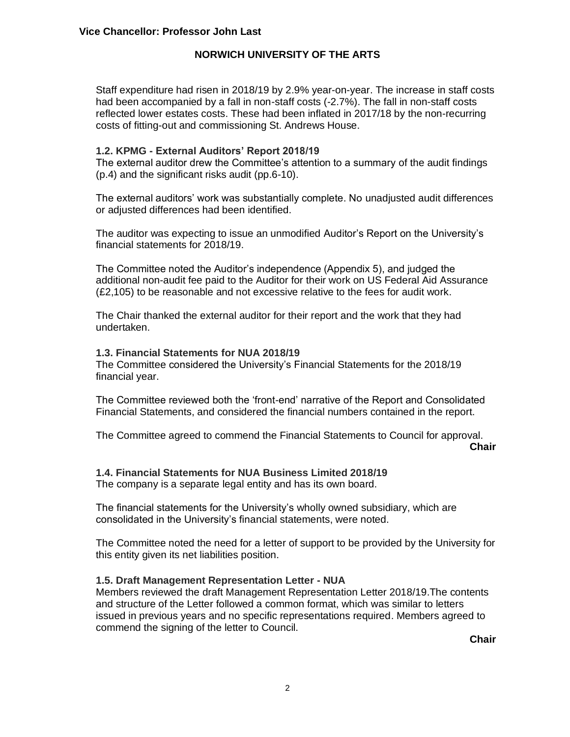Staff expenditure had risen in 2018/19 by 2.9% year-on-year. The increase in staff costs had been accompanied by a fall in non-staff costs (-2.7%). The fall in non-staff costs reflected lower estates costs. These had been inflated in 2017/18 by the non-recurring costs of fitting-out and commissioning St. Andrews House.

### 1.2. KPMG - External Auditors' Report 2018/19

The external auditor drew the Committee's attention to a summary of the audit findings (p.4) and the significant risks audit (pp.6-10).

The external auditors' work was substantially complete. No unadjusted audit differences or adjusted differences had been identified.

The auditor was expecting to issue an unmodified Auditor's Report on the University's financial statements for 2018/19.

The Committee noted the Auditor's independence (Appendix 5), and judged the additional non-audit fee paid to the Auditor for their work on US Federal Aid Assurance (£2,105) to be reasonable and not excessive relative to the fees for audit work.

The Chair thanked the external auditor for their report and the work that they had undertaken.

### 1.3. Financial Statements for NUA 2018/19

The Committee considered the University's Financial Statements for the 2018/19 financial year.

The Committee reviewed both the 'front-end' narrative of the Report and Consolidated Financial Statements, and considered the financial numbers contained in the report.

The Committee agreed to commend the Financial Statements to Council for approval.

**Chair**

### 1.4. Financial Statements for NUA Business Limited 2018/19

The company is a separate legal entity and has its own board.

The financial statements for the University's wholly owned subsidiary, which are consolidated in the University's financial statements, were noted.

The Committee noted the need for a letter of support to be provided by the University for this entity given its net liabilities position.

### 1.5. Draft Management Representation Letter - NUA

Members reviewed the draft Management Representation Letter 2018/19.The contents and structure of the Letter followed a common format, which was similar to letters issued in previous years and no specific representations required. Members agreed to commend the signing of the letter to Council.

**Chair**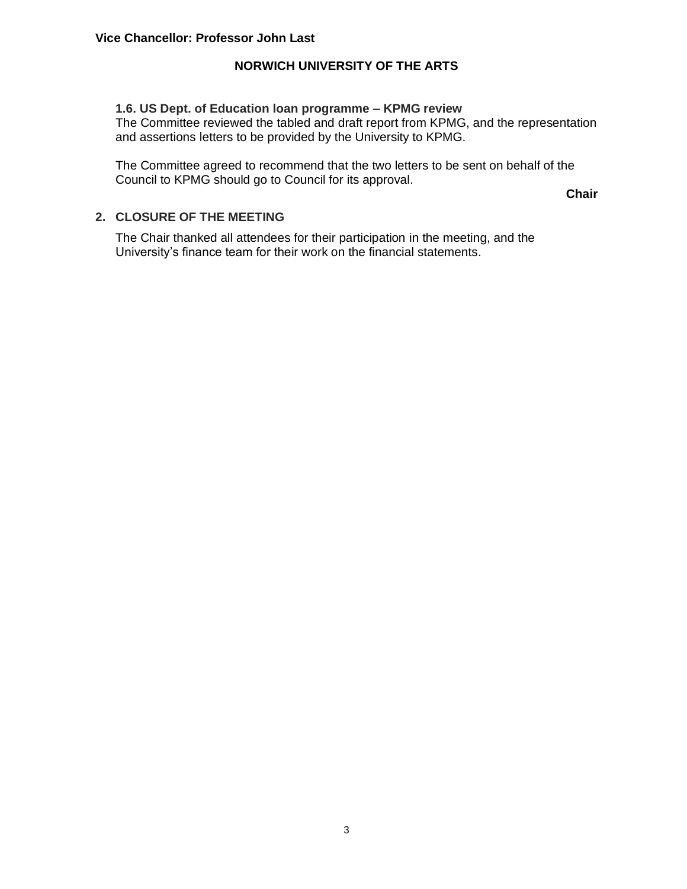### 1.6. US Dept. of Education loan programme – KPMG review

The Committee reviewed the tabled and draft report from KPMG, and the representation and assertions letters to be provided by the University to KPMG.

The Committee agreed to recommend that the two letters to be sent on behalf of the Council to KPMG should go to Council for its approval.

**Chair**

## 2. CLOSURE OF THE MEETING

The Chair thanked all attendees for their participation in the meeting, and the University's finance team for their work on the financial statements.